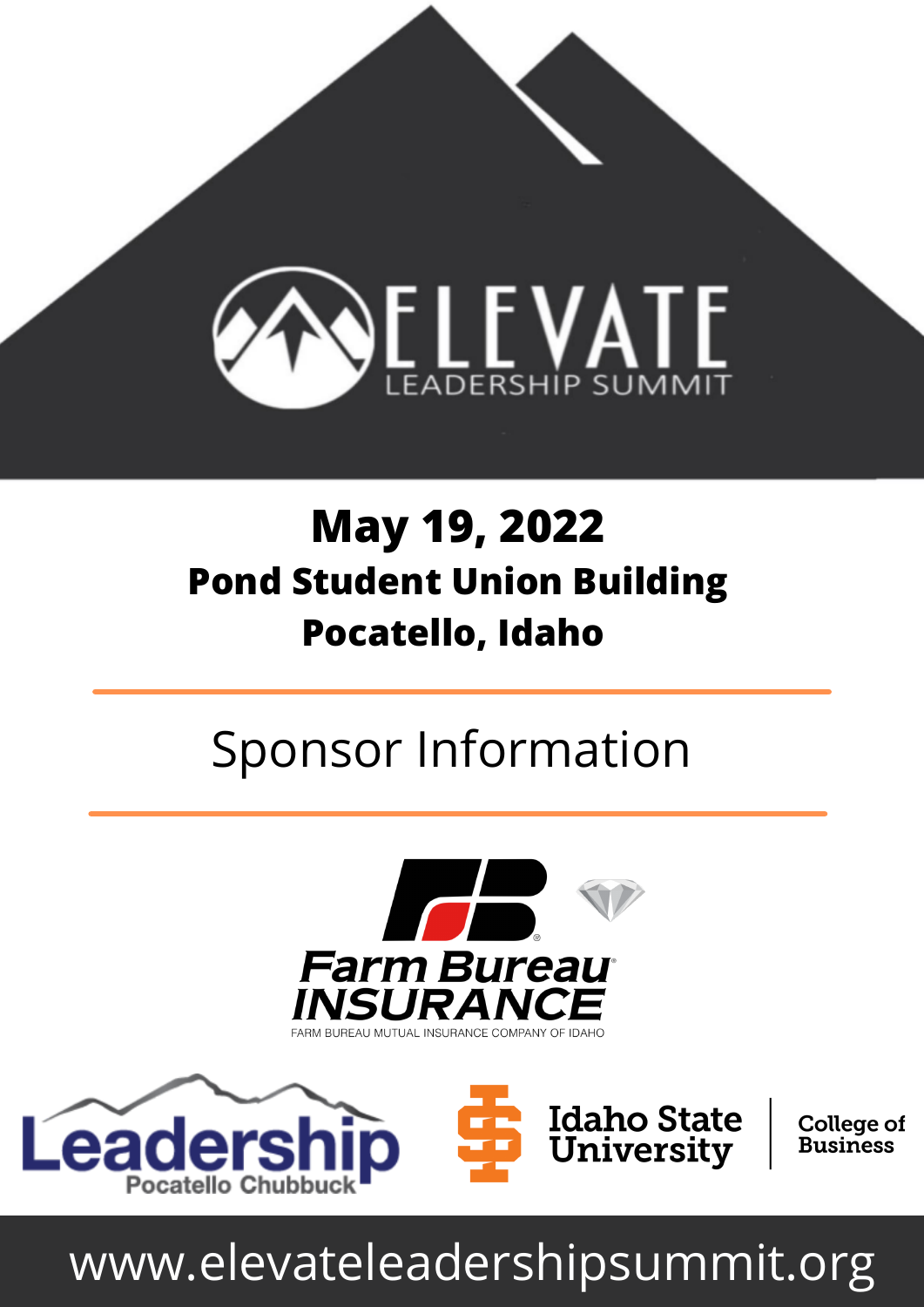# ELEVATE

LEADERSHIP SUMMIT

**May 19, 2022**

**Pond Student Union Building**

**Pocatello, Idaho**

## Sponsor Information

Farm Bureau INSURANCE

FARM BUREAU MUTUAL INSURANCE COMPANY OF IDAHO

Leadership Pocatello Chubbuck

Idaho State University | College of Business

www.elevateleadershipsummit.org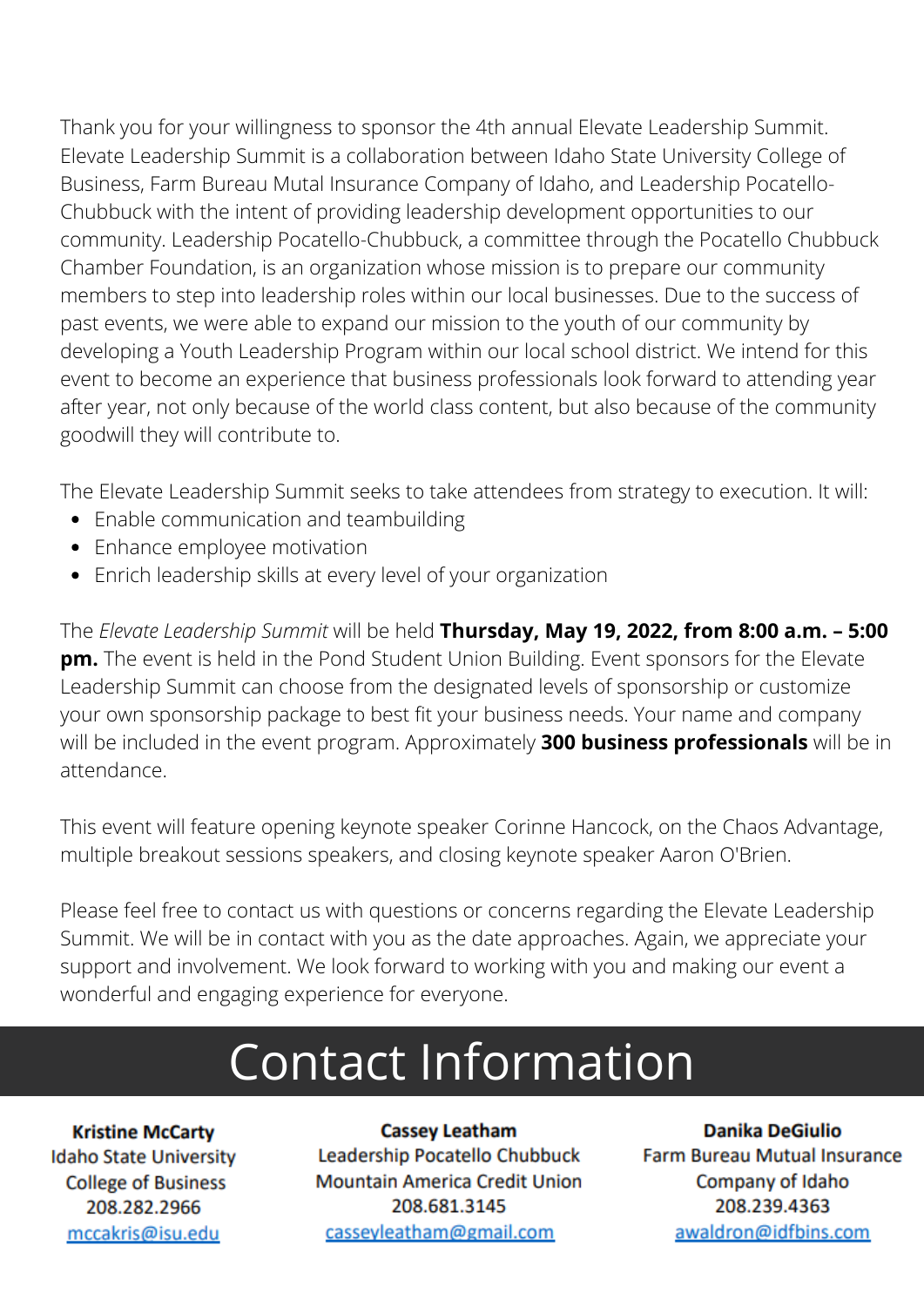Thank you for your willingness to sponsor the 4th annual Elevate Leadership Summit. Elevate Leadership Summit is a collaboration between Idaho State University College of Business, Farm Bureau Mutal Insurance Company of Idaho, and Leadership Pocatello-Chubbuck with the intent of providing leadership development opportunities to our community. Leadership Pocatello-Chubbuck, a committee through the Pocatello Chubbuck Chamber Foundation, is an organization whose mission is to prepare our community members to step into leadership roles within our local businesses. Due to the success of past events, we were able to expand our mission to the youth of our community by developing a Youth Leadership Program within our local school district. We intend for this event to become an experience that business professionals look forward to attending year after year, not only because of the world class content, but also because of the community goodwill they will contribute to.

The Elevate Leadership Summit seeks to take attendees from strategy to execution. It will:

- Enable communication and teambuilding
- Enhance employee motivation
- Enrich leadership skills at every level of your organization

The *Elevate Leadership Summit* will be held **Thursday, May 19, 2022, from 8:00 a.m. – 5:00 pm.** The event is held in the Pond Student Union Building. Event sponsors for the Elevate Leadership Summit can choose from the designated levels of sponsorship or customize your own sponsorship package to best fit your business needs. Your name and company will be included in the event program. Approximately **300 business professionals** will be in attendance.

This event will feature opening keynote speaker Corinne Hancock, on the Chaos Advantage, multiple breakout sessions speakers, and closing keynote speaker Aaron O'Brien.

Please feel free to contact us with questions or concerns regarding the Elevate Leadership Summit. We will be in contact with you as the date approaches. Again, we appreciate your support and involvement. We look forward to working with you and making our event a wonderful and engaging experience for everyone.

# Contact Information

**Kristine McCarty**
Idaho State University
College of Business
208.282.2966
mccakris@isu.edu

**Cassey Leatham**
Leadership Pocatello Chubbuck
Mountain America Credit Union
208.681.3145
casseyleatham@gmail.com

**Danika DeGiulio**
Farm Bureau Mutual Insurance
Company of Idaho
208.239.4363
awaldron@idfbins.com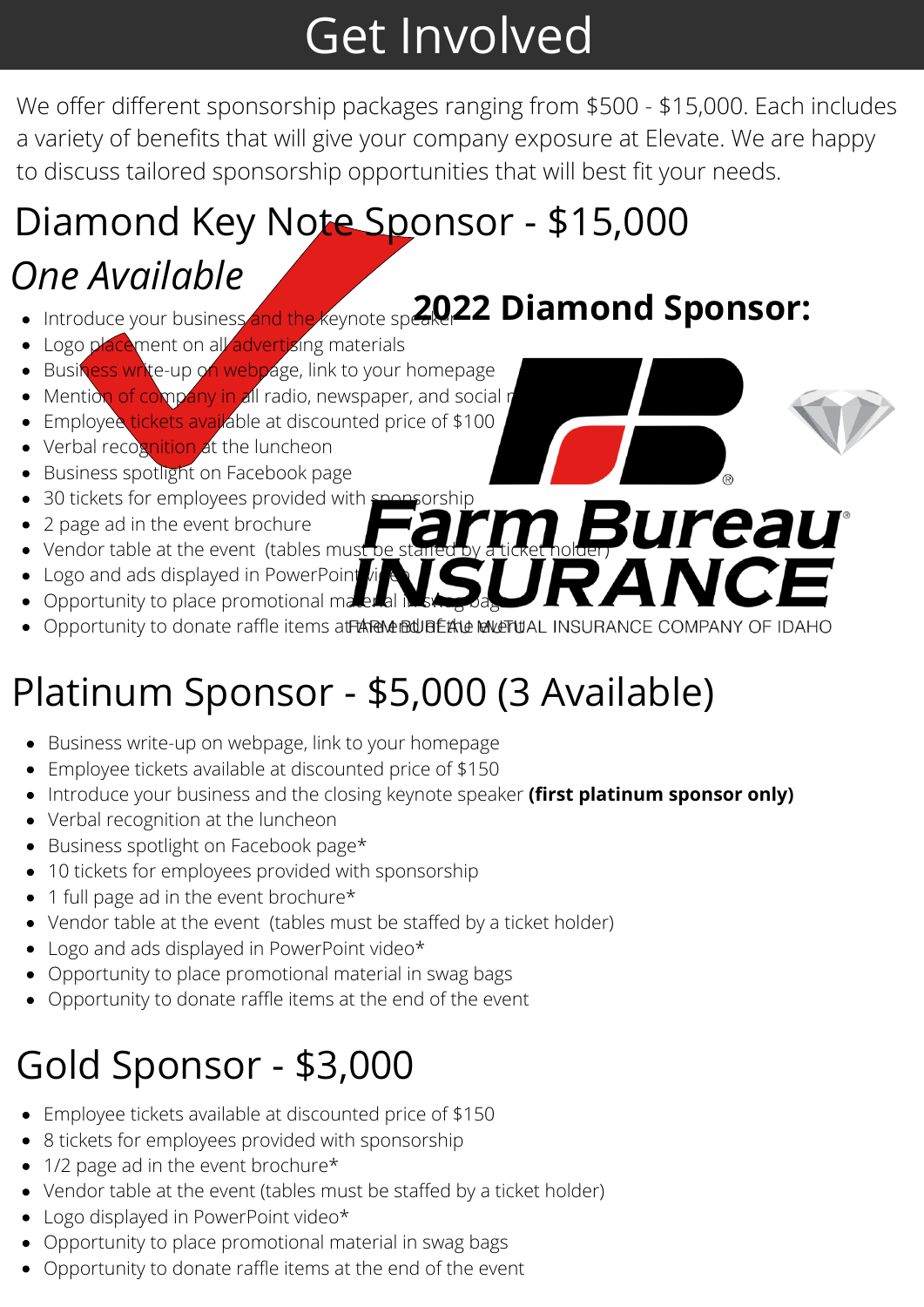# Get Involved

We offer different sponsorship packages ranging from $500 - $15,000. Each includes a variety of benefits that will give your company exposure at Elevate. We are happy to discuss tailored sponsorship opportunities that will best fit your needs.

## Diamond Key Note Sponsor - $15,000

*One Available*

- Introduce your business and the keynote speaker
- Logo placement on all advertising materials
- Business write-up on webpage, link to your homepage
- Mention of company in all radio, newspaper, and social media
- Employee tickets available at discounted price of $100
- Verbal recognition at the luncheon
- Business spotlight on Facebook page
- 30 tickets for employees provided with sponsorship
- 2 page ad in the event brochure
- Vendor table at the event (tables must be staffed by a ticket holder)
- Logo and ads displayed in PowerPoint video
- Opportunity to place promotional material in swag bags
- Opportunity to donate raffle items at the end of the event

**2022 Diamond Sponsor:**

Farm Bureau INSURANCE

FARM BUREAU MUTUAL INSURANCE COMPANY OF IDAHO

## Platinum Sponsor - $5,000 (3 Available)

- Business write-up on webpage, link to your homepage
- Employee tickets available at discounted price of $150
- Introduce your business and the closing keynote speaker **(first platinum sponsor only)**
- Verbal recognition at the luncheon
- Business spotlight on Facebook page*
- 10 tickets for employees provided with sponsorship
- 1 full page ad in the event brochure*
- Vendor table at the event (tables must be staffed by a ticket holder)
- Logo and ads displayed in PowerPoint video*
- Opportunity to place promotional material in swag bags
- Opportunity to donate raffle items at the end of the event

## Gold Sponsor - $3,000

- Employee tickets available at discounted price of $150
- 8 tickets for employees provided with sponsorship
- 1/2 page ad in the event brochure*
- Vendor table at the event (tables must be staffed by a ticket holder)
- Logo displayed in PowerPoint video*
- Opportunity to place promotional material in swag bags
- Opportunity to donate raffle items at the end of the event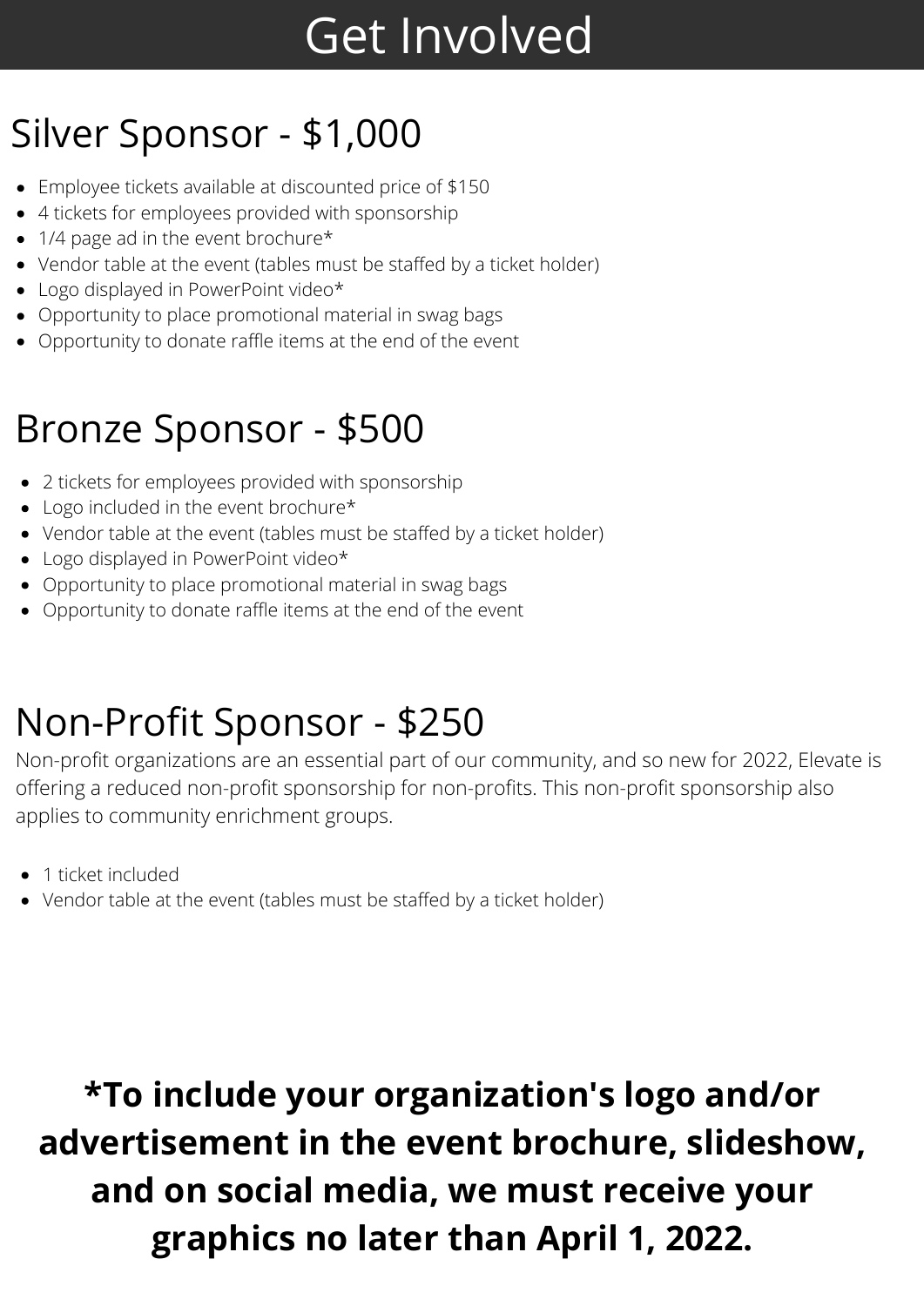# Get Involved

## Silver Sponsor - $1,000

- Employee tickets available at discounted price of $150
- 4 tickets for employees provided with sponsorship
- 1/4 page ad in the event brochure*
- Vendor table at the event (tables must be staffed by a ticket holder)
- Logo displayed in PowerPoint video*
- Opportunity to place promotional material in swag bags
- Opportunity to donate raffle items at the end of the event

## Bronze Sponsor - $500

- 2 tickets for employees provided with sponsorship
- Logo included in the event brochure*
- Vendor table at the event (tables must be staffed by a ticket holder)
- Logo displayed in PowerPoint video*
- Opportunity to place promotional material in swag bags
- Opportunity to donate raffle items at the end of the event

## Non-Profit Sponsor - $250

Non-profit organizations are an essential part of our community, and so new for 2022, Elevate is offering a reduced non-profit sponsorship for non-profits. This non-profit sponsorship also applies to community enrichment groups.

- 1 ticket included
- Vendor table at the event (tables must be staffed by a ticket holder)

**\*To include your organization's logo and/or advertisement in the event brochure, slideshow, and on social media, we must receive your graphics no later than April 1, 2022.**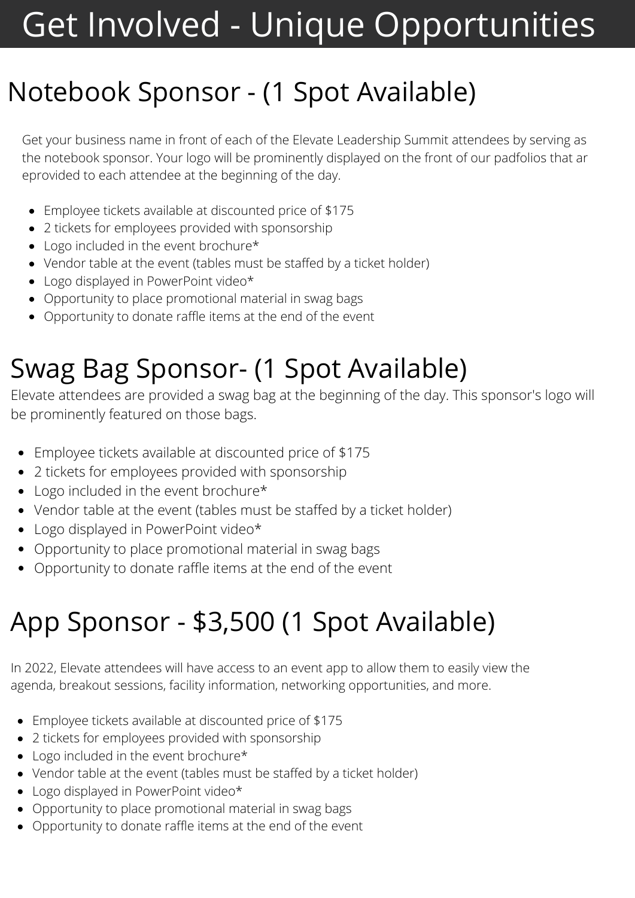# Get Involved - Unique Opportunities

## Notebook Sponsor - (1 Spot Available)

Get your business name in front of each of the Elevate Leadership Summit attendees by serving as the notebook sponsor. Your logo will be prominently displayed on the front of our padfolios that ar eprovided to each attendee at the beginning of the day.

- Employee tickets available at discounted price of $175
- 2 tickets for employees provided with sponsorship
- Logo included in the event brochure*
- Vendor table at the event (tables must be staffed by a ticket holder)
- Logo displayed in PowerPoint video*
- Opportunity to place promotional material in swag bags
- Opportunity to donate raffle items at the end of the event

## Swag Bag Sponsor- (1 Spot Available)

Elevate attendees are provided a swag bag at the beginning of the day. This sponsor's logo will be prominently featured on those bags.

- Employee tickets available at discounted price of $175
- 2 tickets for employees provided with sponsorship
- Logo included in the event brochure*
- Vendor table at the event (tables must be staffed by a ticket holder)
- Logo displayed in PowerPoint video*
- Opportunity to place promotional material in swag bags
- Opportunity to donate raffle items at the end of the event

## App Sponsor - $3,500 (1 Spot Available)

In 2022, Elevate attendees will have access to an event app to allow them to easily view the agenda, breakout sessions, facility information, networking opportunities, and more.

- Employee tickets available at discounted price of $175
- 2 tickets for employees provided with sponsorship
- Logo included in the event brochure*
- Vendor table at the event (tables must be staffed by a ticket holder)
- Logo displayed in PowerPoint video*
- Opportunity to place promotional material in swag bags
- Opportunity to donate raffle items at the end of the event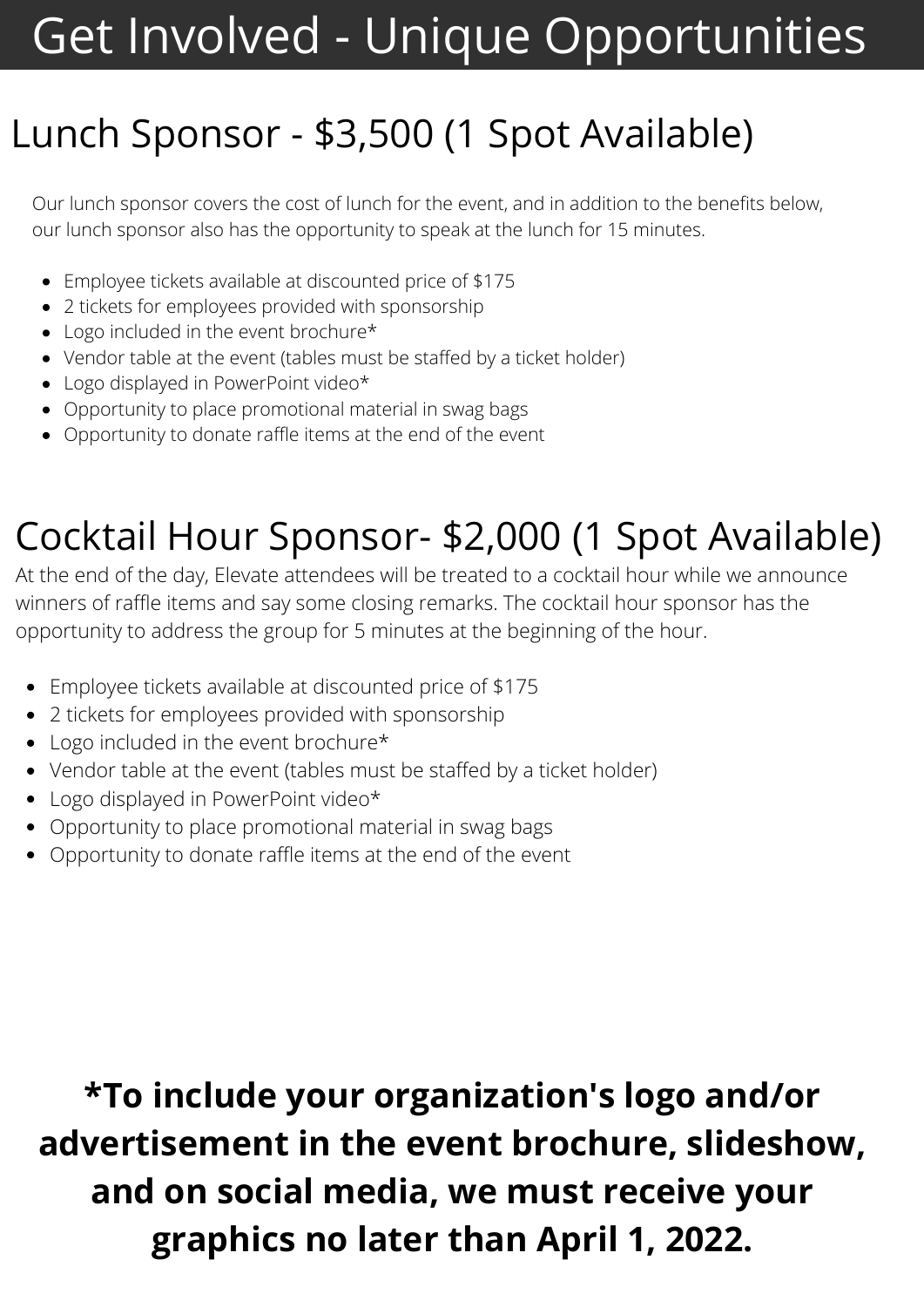# Get Involved - Unique Opportunities

## Lunch Sponsor - $3,500 (1 Spot Available)

Our lunch sponsor covers the cost of lunch for the event, and in addition to the benefits below, our lunch sponsor also has the opportunity to speak at the lunch for 15 minutes.

- Employee tickets available at discounted price of $175
- 2 tickets for employees provided with sponsorship
- Logo included in the event brochure*
- Vendor table at the event (tables must be staffed by a ticket holder)
- Logo displayed in PowerPoint video*
- Opportunity to place promotional material in swag bags
- Opportunity to donate raffle items at the end of the event

## Cocktail Hour Sponsor- $2,000 (1 Spot Available)

At the end of the day, Elevate attendees will be treated to a cocktail hour while we announce winners of raffle items and say some closing remarks. The cocktail hour sponsor has the opportunity to address the group for 5 minutes at the beginning of the hour.

- Employee tickets available at discounted price of $175
- 2 tickets for employees provided with sponsorship
- Logo included in the event brochure*
- Vendor table at the event (tables must be staffed by a ticket holder)
- Logo displayed in PowerPoint video*
- Opportunity to place promotional material in swag bags
- Opportunity to donate raffle items at the end of the event

**\*To include your organization's logo and/or advertisement in the event brochure, slideshow, and on social media, we must receive your graphics no later than April 1, 2022.**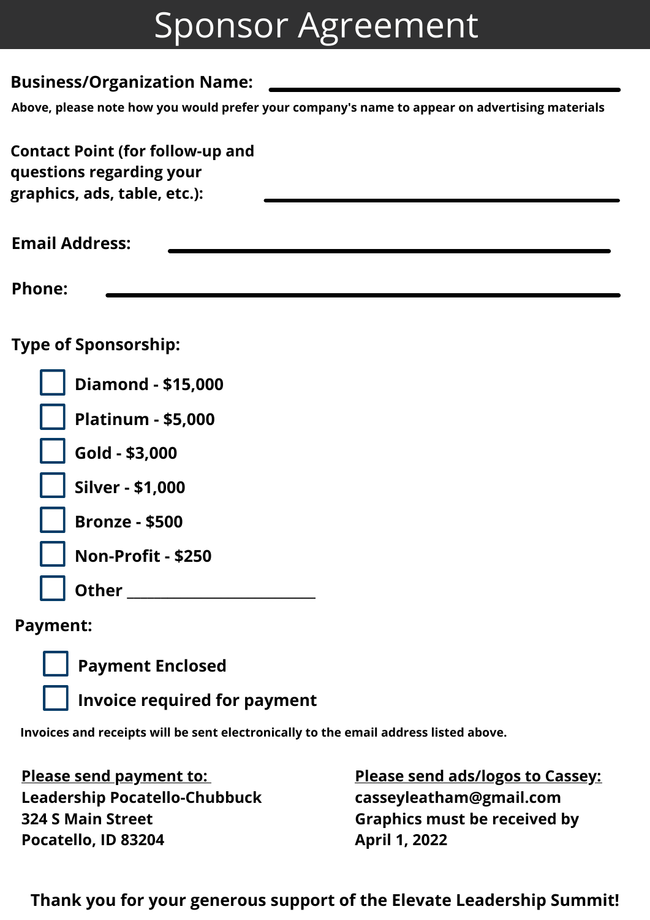# Sponsor Agreement

**Business/Organization Name:** ______________________________

**Above, please note how you would prefer your company's name to appear on advertising materials**

**Contact Point (for follow-up and questions regarding your graphics, ads, table, etc.):** ______________________________

**Email Address:** ______________________________

**Phone:** ______________________________

**Type of Sponsorship:**

- [ ] **Diamond - $15,000**
- [ ] **Platinum - $5,000**
- [ ] **Gold - $3,000**
- [ ] **Silver - $1,000**
- [ ] **Bronze - $500**
- [ ] **Non-Profit - $250**
- [ ] **Other** ______________________

**Payment:**

- [ ] **Payment Enclosed**
- [ ] **Invoice required for payment**

**Invoices and receipts will be sent electronically to the email address listed above.**

**Please send payment to:**
**Leadership Pocatello-Chubbuck**
**324 S Main Street**
**Pocatello, ID 83204**

**Please send ads/logos to Cassey:**
**casseyleatham@gmail.com**
**Graphics must be received by April 1, 2022**

**Thank you for your generous support of the Elevate Leadership Summit!**